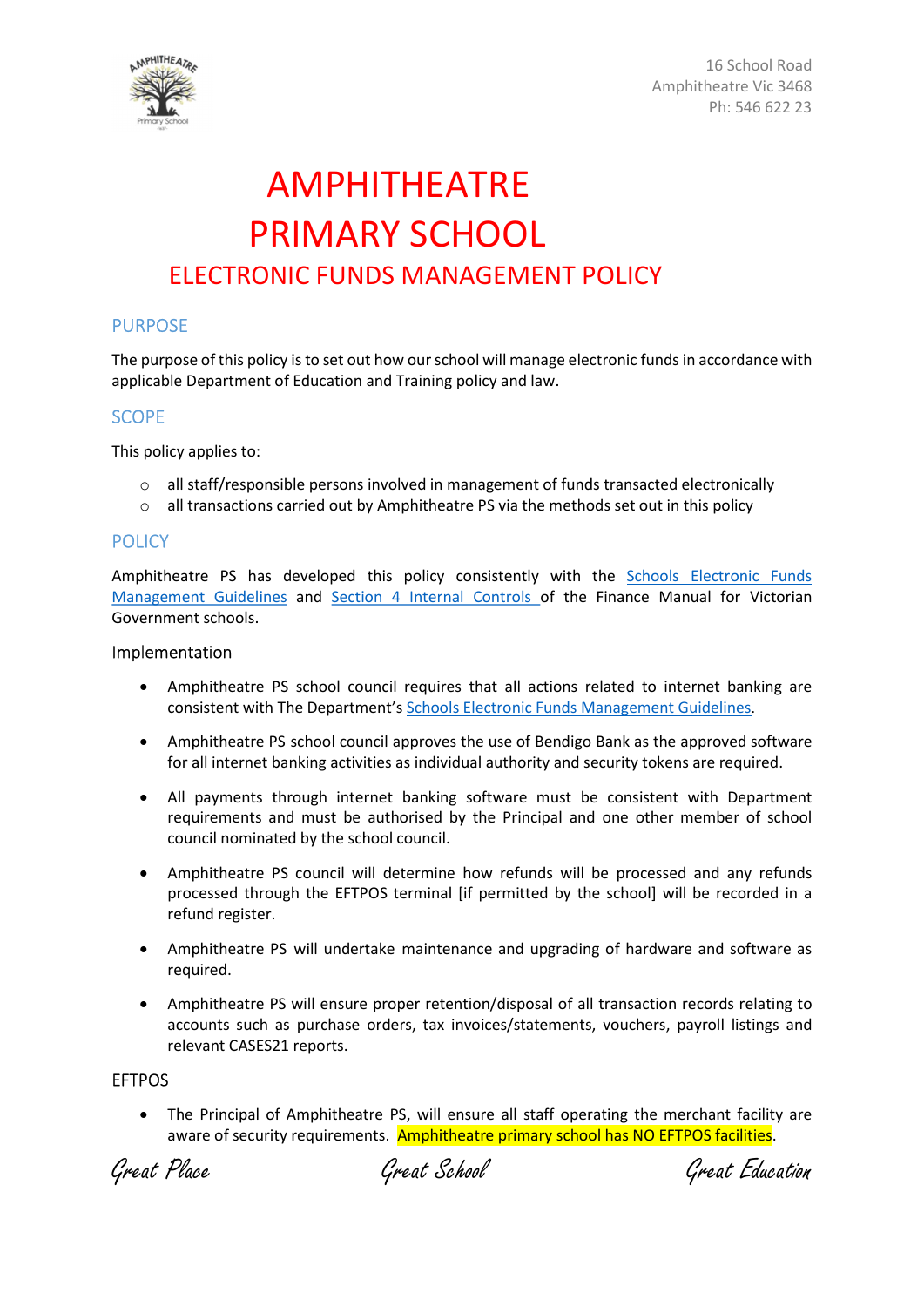16 School Road
Amphitheatre Vic 3468
Ph: 546 622 23

# AMPHITHEATRE PRIMARY SCHOOL

## ELECTRONIC FUNDS MANAGEMENT POLICY

### PURPOSE

The purpose of this policy is to set out how our school will manage electronic funds in accordance with applicable Department of Education and Training policy and law.

### SCOPE

This policy applies to:

- all staff/responsible persons involved in management of funds transacted electronically
- all transactions carried out by Amphitheatre PS via the methods set out in this policy

### POLICY

Amphitheatre PS has developed this policy consistently with the Schools Electronic Funds Management Guidelines and Section 4 Internal Controls of the Finance Manual for Victorian Government schools.

#### Implementation

- Amphitheatre PS school council requires that all actions related to internet banking are consistent with The Department's Schools Electronic Funds Management Guidelines.
- Amphitheatre PS school council approves the use of Bendigo Bank as the approved software for all internet banking activities as individual authority and security tokens are required.
- All payments through internet banking software must be consistent with Department requirements and must be authorised by the Principal and one other member of school council nominated by the school council.
- Amphitheatre PS council will determine how refunds will be processed and any refunds processed through the EFTPOS terminal [if permitted by the school] will be recorded in a refund register.
- Amphitheatre PS will undertake maintenance and upgrading of hardware and software as required.
- Amphitheatre PS will ensure proper retention/disposal of all transaction records relating to accounts such as purchase orders, tax invoices/statements, vouchers, payroll listings and relevant CASES21 reports.

#### EFTPOS

- The Principal of Amphitheatre PS, will ensure all staff operating the merchant facility are aware of security requirements. Amphitheatre primary school has NO EFTPOS facilities.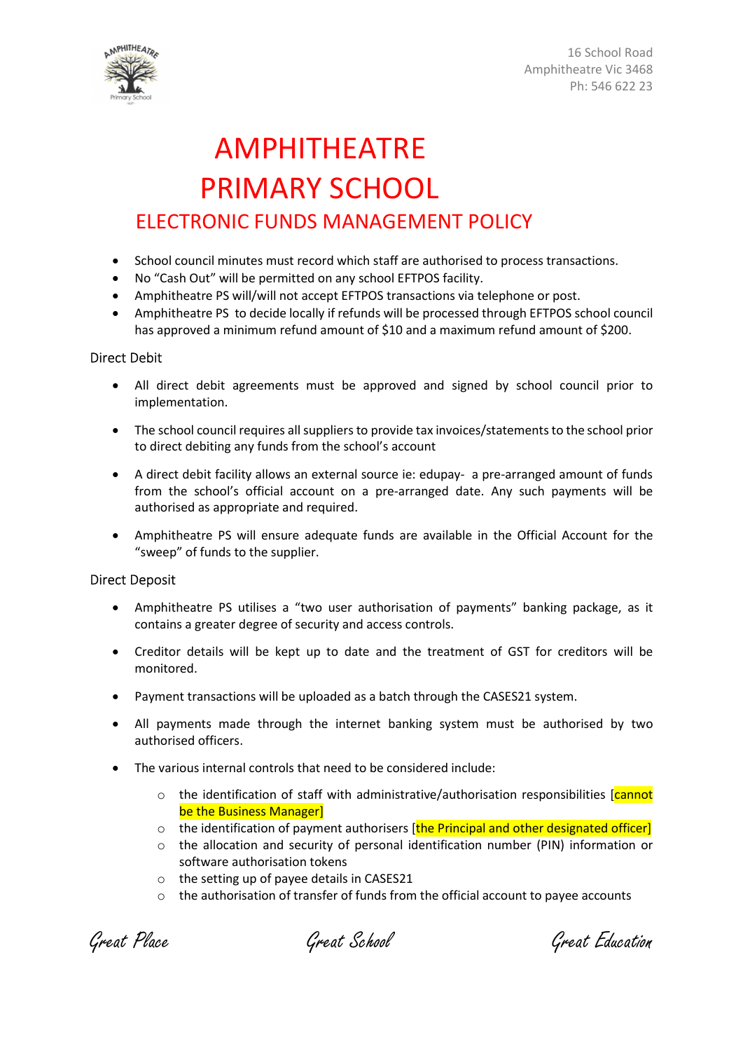# AMPHITHEATRE PRIMARY SCHOOL

## ELECTRONIC FUNDS MANAGEMENT POLICY

- School council minutes must record which staff are authorised to process transactions.
- No "Cash Out" will be permitted on any school EFTPOS facility.
- Amphitheatre PS will/will not accept EFTPOS transactions via telephone or post.
- Amphitheatre PS to decide locally if refunds will be processed through EFTPOS school council has approved a minimum refund amount of $10 and a maximum refund amount of $200.

### Direct Debit

- All direct debit agreements must be approved and signed by school council prior to implementation.
- The school council requires all suppliers to provide tax invoices/statements to the school prior to direct debiting any funds from the school's account
- A direct debit facility allows an external source ie: edupay- a pre-arranged amount of funds from the school's official account on a pre-arranged date. Any such payments will be authorised as appropriate and required.
- Amphitheatre PS will ensure adequate funds are available in the Official Account for the "sweep" of funds to the supplier.

### Direct Deposit

- Amphitheatre PS utilises a "two user authorisation of payments" banking package, as it contains a greater degree of security and access controls.
- Creditor details will be kept up to date and the treatment of GST for creditors will be monitored.
- Payment transactions will be uploaded as a batch through the CASES21 system.
- All payments made through the internet banking system must be authorised by two authorised officers.
- The various internal controls that need to be considered include:
  - the identification of staff with administrative/authorisation responsibilities [cannot be the Business Manager]
  - the identification of payment authorisers [the Principal and other designated officer]
  - the allocation and security of personal identification number (PIN) information or software authorisation tokens
  - the setting up of payee details in CASES21
  - the authorisation of transfer of funds from the official account to payee accounts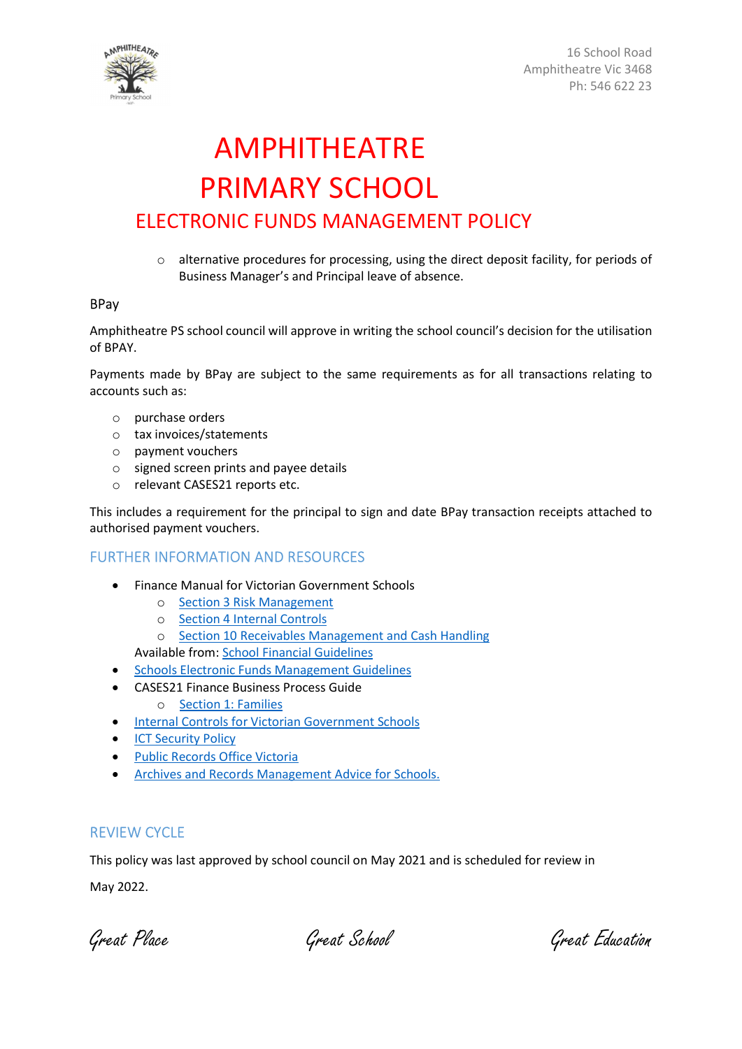- alternative procedures for processing, using the direct deposit facility, for periods of Business Manager's and Principal leave of absence.

BPay

Amphitheatre PS school council will approve in writing the school council's decision for the utilisation of BPAY.

Payments made by BPay are subject to the same requirements as for all transactions relating to accounts such as:

- purchase orders
- tax invoices/statements
- payment vouchers
- signed screen prints and payee details
- relevant CASES21 reports etc.

This includes a requirement for the principal to sign and date BPay transaction receipts attached to authorised payment vouchers.

## FURTHER INFORMATION AND RESOURCES

- Finance Manual for Victorian Government Schools
  - Section 3 Risk Management
  - Section 4 Internal Controls
  - Section 10 Receivables Management and Cash Handling

  Available from: School Financial Guidelines
- Schools Electronic Funds Management Guidelines
- CASES21 Finance Business Process Guide
  - Section 1: Families
- Internal Controls for Victorian Government Schools
- ICT Security Policy
- Public Records Office Victoria
- Archives and Records Management Advice for Schools.

## REVIEW CYCLE

This policy was last approved by school council on May 2021 and is scheduled for review in

May 2022.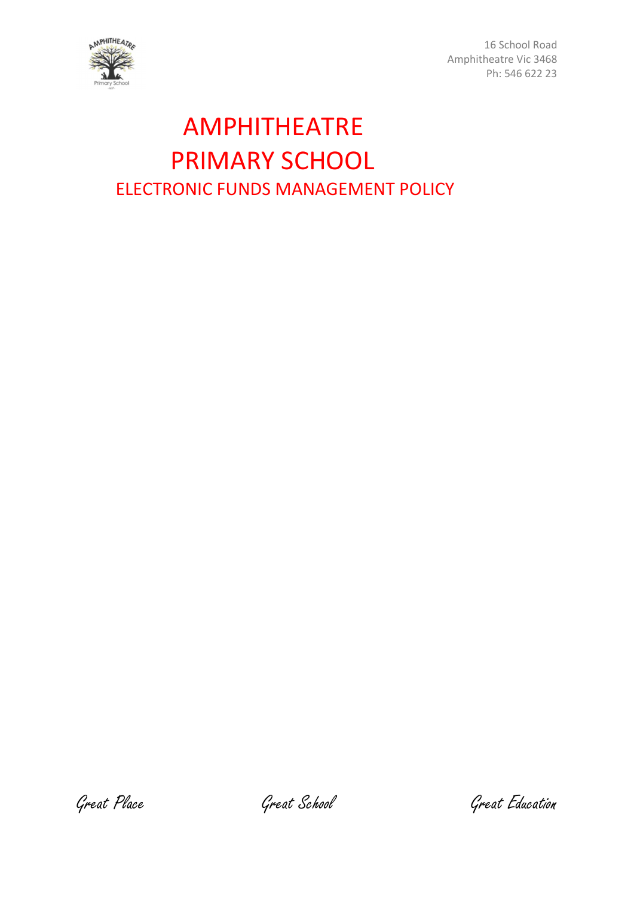16 School Road
Amphitheatre Vic 3468
Ph: 546 622 23

# AMPHITHEATRE PRIMARY SCHOOL

## ELECTRONIC FUNDS MANAGEMENT POLICY

*Great Place* *Great School* *Great Education*